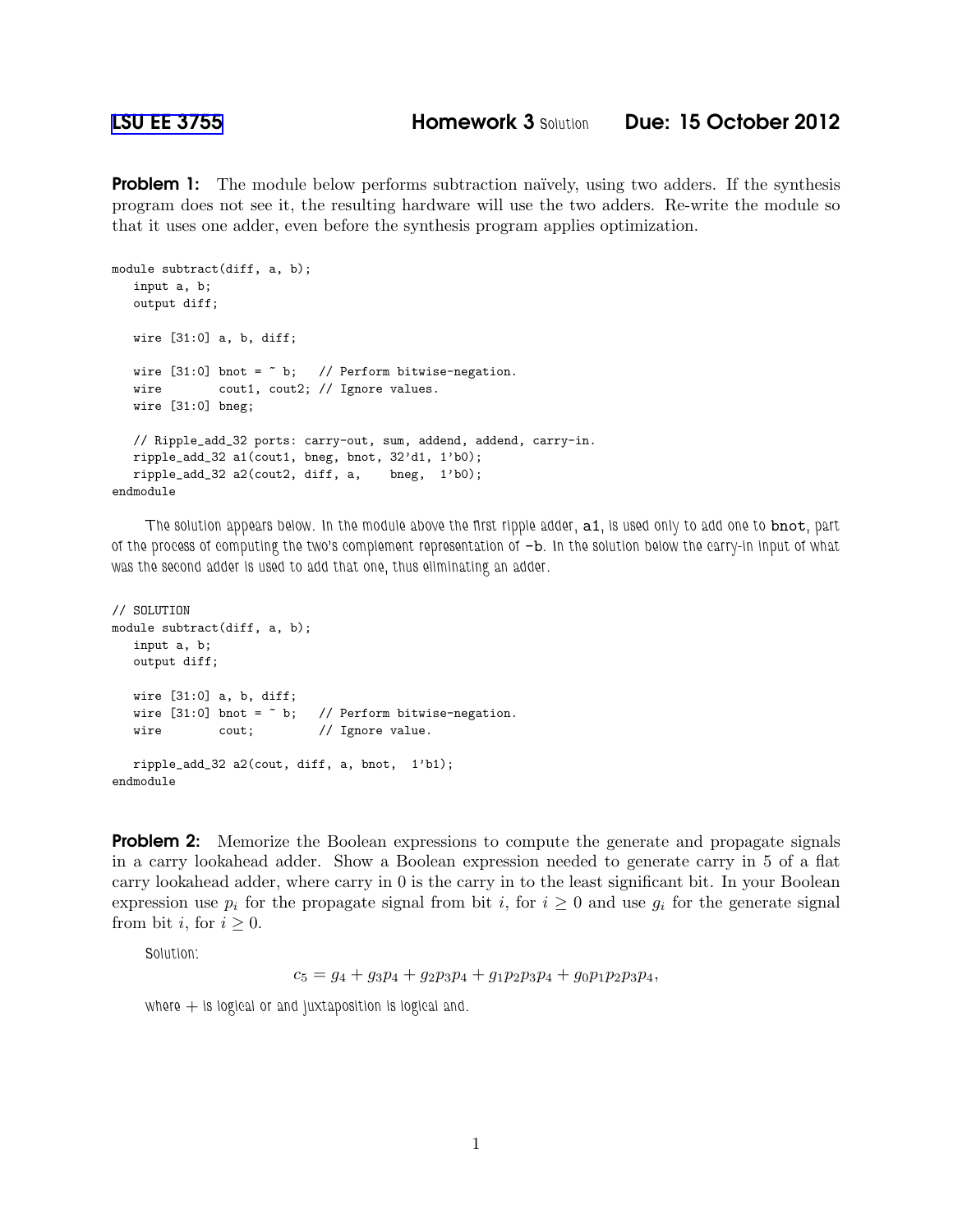# LSU EE 3755 — Homework 3 Solution — Due: 15 October 2012

**Problem 1:** The module below performs subtraction naïvely, using two adders. If the synthesis program does not see it, the resulting hardware will use the two adders. Re-write the module so that it uses one adder, even before the synthesis program applies optimization.

```
module subtract(diff, a, b);
   input a, b;
   output diff;

   wire [31:0] a, b, diff;

   wire [31:0] bnot = ~ b;   // Perform bitwise-negation.
   wire        cout1, cout2; // Ignore values.
   wire [31:0] bneg;

   // Ripple_add_32 ports: carry-out, sum, addend, addend, carry-in.
   ripple_add_32 a1(cout1, bneg, bnot, 32'd1, 1'b0);
   ripple_add_32 a2(cout2, diff, a,    bneg,  1'b0);
endmodule
```

The solution appears below. In the module above the first ripple adder, `a1`, is used only to add one to `bnot`, part of the process of computing the two's complement representation of `-b`. In the solution below the carry-in input of what was the second adder is used to add that one, thus eliminating an adder.

```
// SOLUTION
module subtract(diff, a, b);
   input a, b;
   output diff;

   wire [31:0] a, b, diff;
   wire [31:0] bnot = ~ b;   // Perform bitwise-negation.
   wire        cout;         // Ignore value.

   ripple_add_32 a2(cout, diff, a, bnot,  1'b1);
endmodule
```

**Problem 2:** Memorize the Boolean expressions to compute the generate and propagate signals in a carry lookahead adder. Show a Boolean expression needed to generate carry in 5 of a flat carry lookahead adder, where carry in 0 is the carry in to the least significant bit. In your Boolean expression use $p_i$ for the propagate signal from bit $i$, for $i \geq 0$ and use $g_i$ for the generate signal from bit $i$, for $i \geq 0$.

Solution:

$$c_5 = g_4 + g_3p_4 + g_2p_3p_4 + g_1p_2p_3p_4 + g_0p_1p_2p_3p_4,$$

where $+$ is logical or and juxtaposition is logical and.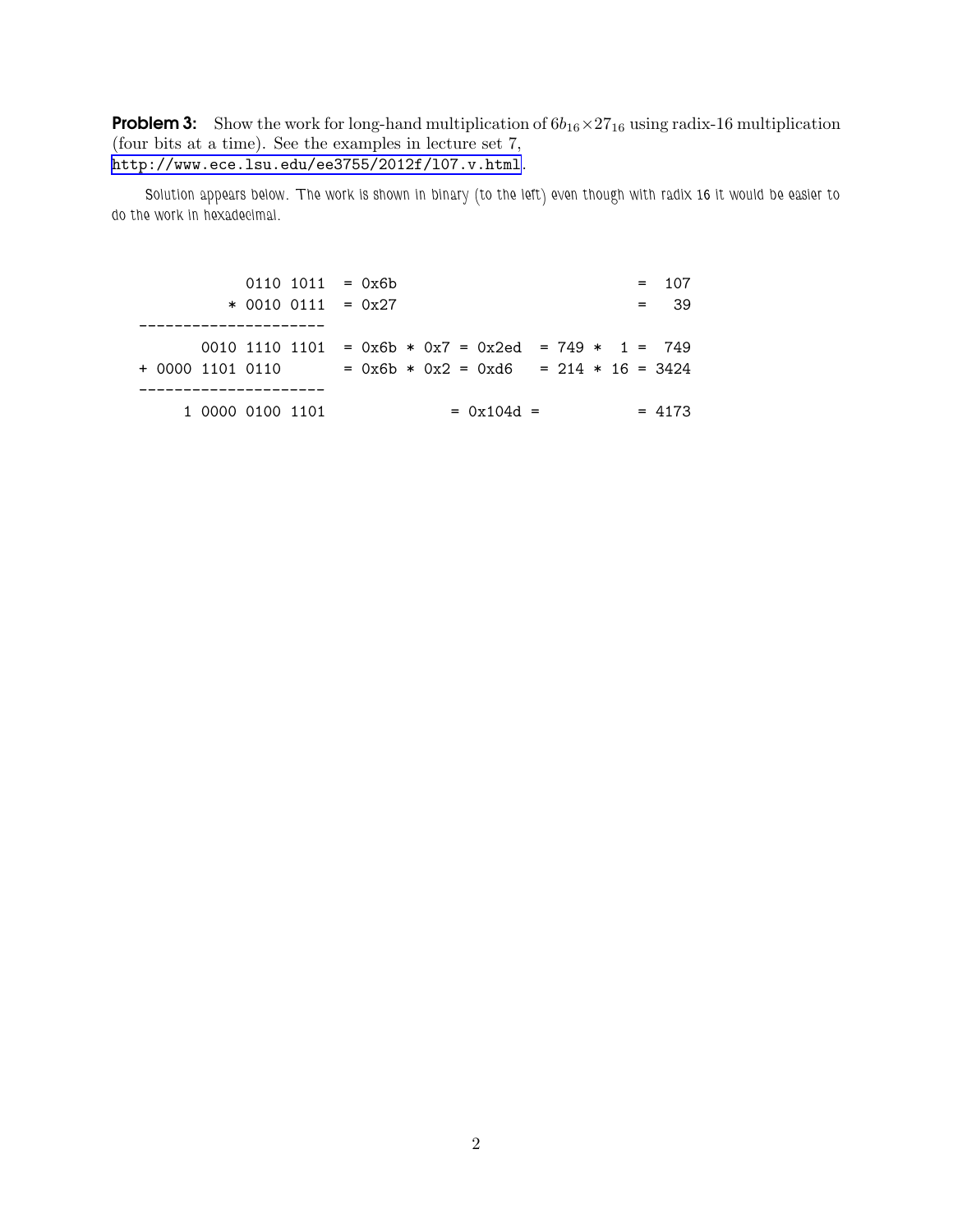**Problem 3:** Show the work for long-hand multiplication of $6b_{16} \times 27_{16}$ using radix-16 multiplication (four bits at a time). See the examples in lecture set 7, http://www.ece.lsu.edu/ee3755/2012f/l07.v.html.

*Solution appears below. The work is shown in binary (to the left) even though with radix 16 it would be easier to do the work in hexadecimal.*

```
           0110 1011  = 0x6b                             =  107
         * 0010 0111  = 0x27                             =   39
---------------------
      0010 1110 1101  = 0x6b * 0x7 = 0x2ed  = 749 *  1 =  749
+ 0000 1101 0110      = 0x6b * 0x2 = 0xd6   = 214 * 16 = 3424
---------------------
    1 0000 0100 1101             = 0x104d =              = 4173
```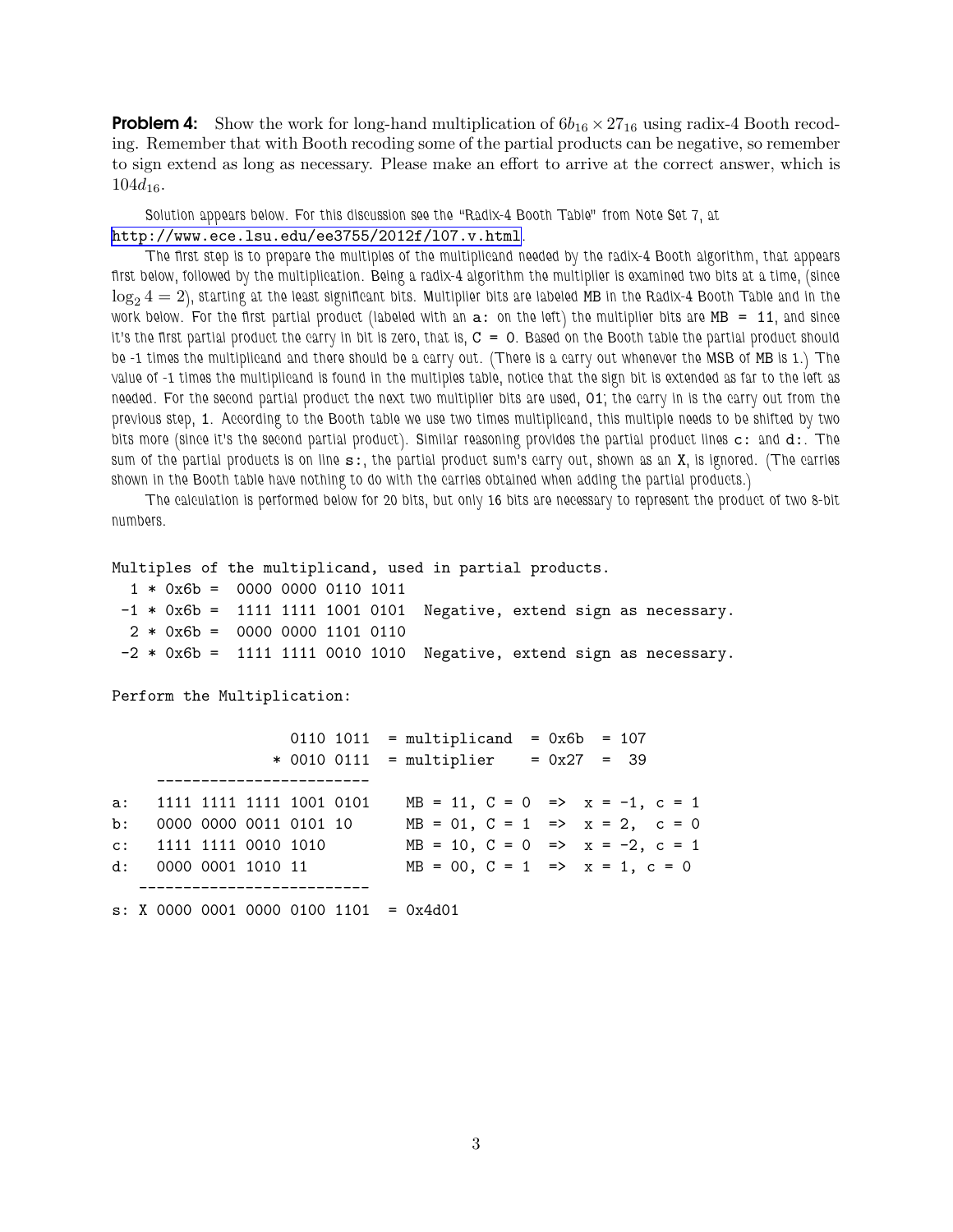**Problem 4:** Show the work for long-hand multiplication of $6b_{16} \times 27_{16}$ using radix-4 Booth recoding. Remember that with Booth recoding some of the partial products can be negative, so remember to sign extend as long as necessary. Please make an effort to arrive at the correct answer, which is $104d_{16}$.

*Solution appears below. For this discussion see the "Radix-4 Booth Table" from Note Set 7, at* [http://www.ece.lsu.edu/ee3755/2012f/l07.v.html](http://www.ece.lsu.edu/ee3755/2012f/l07.v.html).

*The first step is to prepare the multiples of the multiplicand needed by the radix-4 Booth algorithm, that appears first below, followed by the multiplication. Being a radix-4 algorithm the multiplier is examined two bits at a time, (since* $\log_2 4 = 2$*), starting at the least significant bits. Multiplier bits are labeled MB in the Radix-4 Booth Table and in the work below. For the first partial product (labeled with an* `a:` *on the left) the multiplier bits are* `MB = 11`*, and since it's the first partial product the carry in bit is zero, that is,* `C = 0`*. Based on the Booth table the partial product should be -1 times the multiplicand and there should be a carry out. (There is a carry out whenever the MSB of MB is 1.) The value of -1 times the multiplicand is found in the multiples table, notice that the sign bit is extended as far to the left as needed. For the second partial product the next two multiplier bits are used,* `01`*; the carry in is the carry out from the previous step,* `1`*. According to the Booth table we use two times multiplicand, this multiple needs to be shifted by two bits more (since it's the second partial product). Similar reasoning provides the partial product lines* `c:` *and* `d:`*. The sum of the partial products is on line* `s:`*, the partial product sum's carry out, shown as an* `X`*, is ignored. (The carries shown in the Booth table have nothing to do with the carries obtained when adding the partial products.)*

*The calculation is performed below for 20 bits, but only 16 bits are necessary to represent the product of two 8-bit numbers.*

```
Multiples of the multiplicand, used in partial products.
  1 * 0x6b =  0000 0000 0110 1011
 -1 * 0x6b =  1111 1111 1001 0101  Negative, extend sign as necessary.
  2 * 0x6b =  0000 0000 1101 0110
 -2 * 0x6b =  1111 1111 0010 1010  Negative, extend sign as necessary.

Perform the Multiplication:

                    0110 1011  = multiplicand  = 0x6b  = 107
                  * 0010 0111  = multiplier    = 0x27  =  39
    ------------------------
a:   1111 1111 1111 1001 0101    MB = 11, C = 0  =>  x = -1, c = 1
b:   0000 0000 0011 0101 10      MB = 01, C = 1  =>  x = 2,  c = 0
c:   1111 1111 0010 1010         MB = 10, C = 0  =>  x = -2, c = 1
d:   0000 0001 1010 11           MB = 00, C = 1  =>  x = 1, c = 0
  --------------------------
s: X 0000 0001 0000 0100 1101  = 0x4d01
```